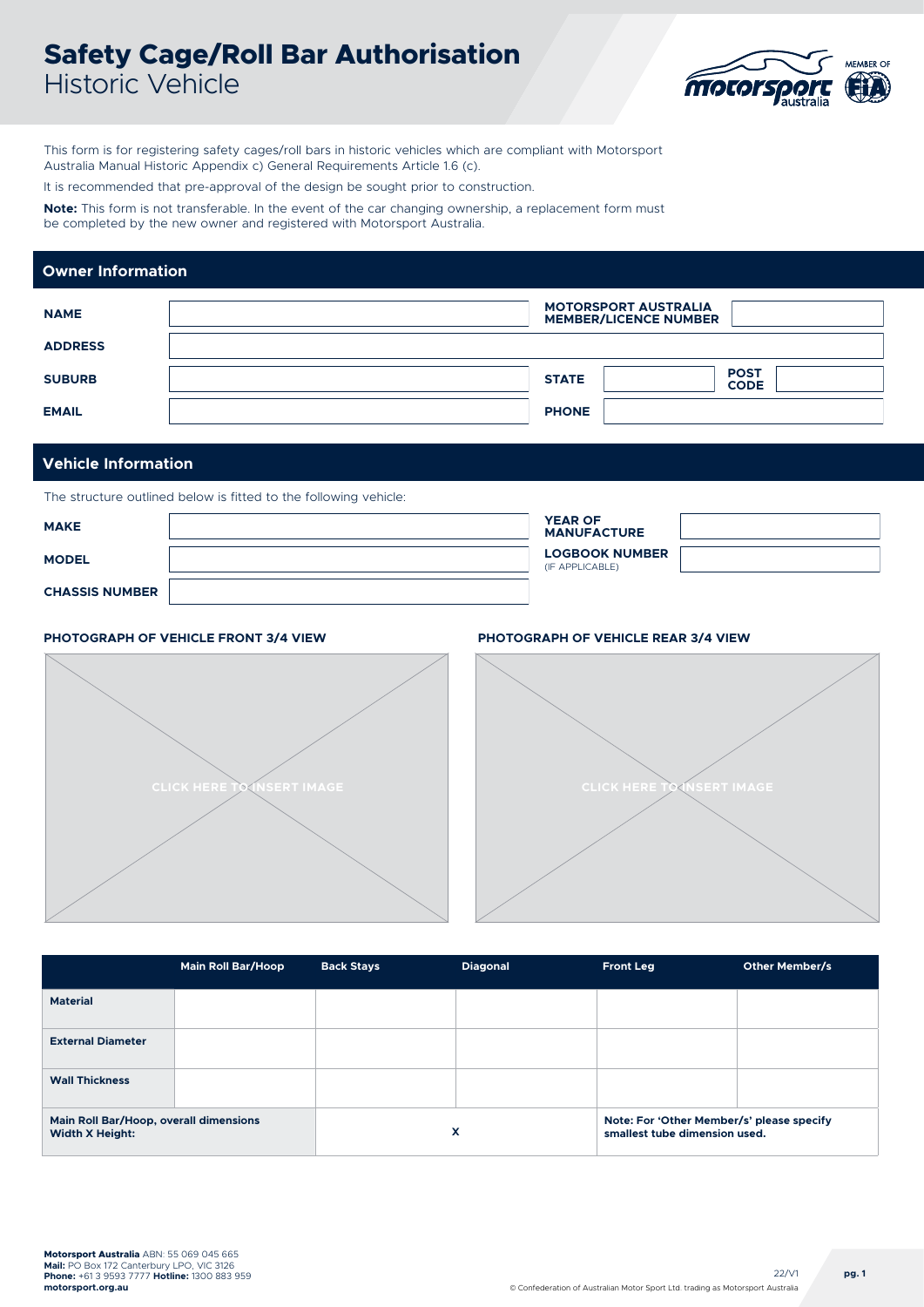# Safety Cage/Roll Bar Authorisation
## Historic Vehicle

This form is for registering safety cages/roll bars in historic vehicles which are compliant with Motorsport Australia Manual Historic Appendix c) General Requirements Article 1.6 (c).

It is recommended that pre-approval of the design be sought prior to construction.

**Note:** This form is not transferable. In the event of the car changing ownership, a replacement form must be completed by the new owner and registered with Motorsport Australia.

## Owner Information

| | | | | | |
|---|---|---|---|---|---|
| **NAME** | | **MOTORSPORT AUSTRALIA MEMBER/LICENCE NUMBER** | | | |
| **ADDRESS** | | | | | |
| **SUBURB** | | **STATE** | | **POST CODE** | |
| **EMAIL** | | **PHONE** | | | |

## Vehicle Information

The structure outlined below is fitted to the following vehicle:

| | | | |
|---|---|---|---|
| **MAKE** | | **YEAR OF MANUFACTURE** | |
| **MODEL** | | **LOGBOOK NUMBER** (IF APPLICABLE) | |
| **CHASSIS NUMBER** | | | |

**PHOTOGRAPH OF VEHICLE FRONT 3/4 VIEW**

CLICK HERE TO INSERT IMAGE

**PHOTOGRAPH OF VEHICLE REAR 3/4 VIEW**

CLICK HERE TO INSERT IMAGE

| | Main Roll Bar/Hoop | Back Stays | Diagonal | Front Leg | Other Member/s |
|---|---|---|---|---|---|
| **Material** | | | | | |
| **External Diameter** | | | | | |
| **Wall Thickness** | | | | | |
| **Main Roll Bar/Hoop, overall dimensions Width X Height:** | | X | | **Note: For 'Other Member/s' please specify smallest tube dimension used.** | |

**Motorsport Australia** ABN: 55 069 045 665
**Mail:** PO Box 172 Canterbury LPO, VIC 3126
**Phone:** +61 3 9593 7777 **Hotline:** 1300 883 959
**motorsport.org.au**

22/V1

© Confederation of Australian Motor Sport Ltd. trading as Motorsport Australia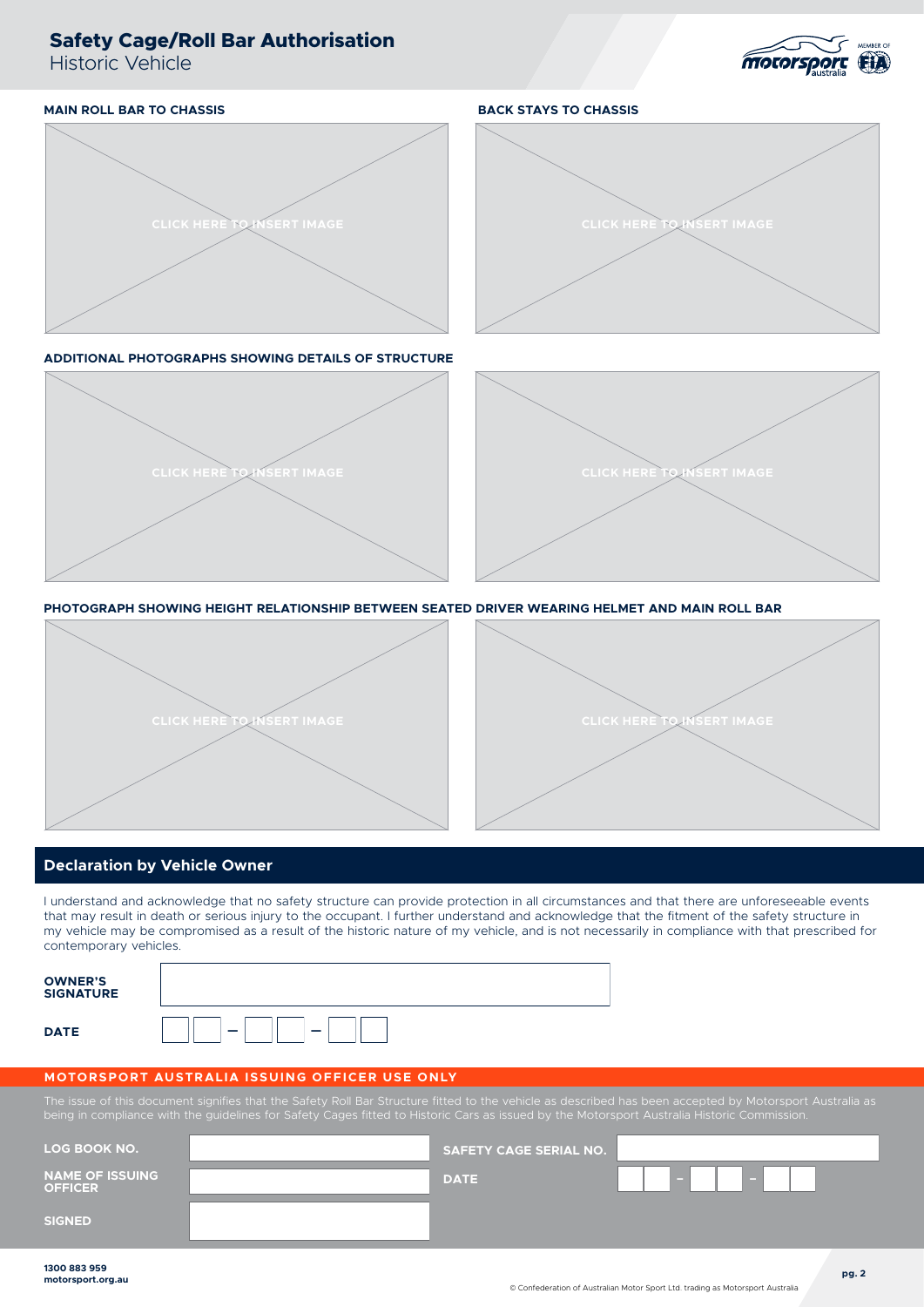# Safety Cage/Roll Bar Authorisation

Historic Vehicle

**MAIN ROLL BAR TO CHASSIS**

CLICK HERE TO INSERT IMAGE

**BACK STAYS TO CHASSIS**

CLICK HERE TO INSERT IMAGE

**ADDITIONAL PHOTOGRAPHS SHOWING DETAILS OF STRUCTURE**

CLICK HERE TO INSERT IMAGE

CLICK HERE TO INSERT IMAGE

**PHOTOGRAPH SHOWING HEIGHT RELATIONSHIP BETWEEN SEATED DRIVER WEARING HELMET AND MAIN ROLL BAR**

CLICK HERE TO INSERT IMAGE

CLICK HERE TO INSERT IMAGE

## Declaration by Vehicle Owner

I understand and acknowledge that no safety structure can provide protection in all circumstances and that there are unforeseeable events that may result in death or serious injury to the occupant. I further understand and acknowledge that the fitment of the safety structure in my vehicle may be compromised as a result of the historic nature of my vehicle, and is not necessarily in compliance with that prescribed for contemporary vehicles.

**OWNER'S SIGNATURE**

**DATE** __ __ – __ __ – __ __

## MOTORSPORT AUSTRALIA ISSUING OFFICER USE ONLY

The issue of this document signifies that the Safety Roll Bar Structure fitted to the vehicle as described has been accepted by Motorsport Australia as being in compliance with the guidelines for Safety Cages fitted to Historic Cars as issued by the Motorsport Australia Historic Commission.

| | | | |
|---|---|---|---|
| **LOG BOOK NO.** | | **SAFETY CAGE SERIAL NO.** | |
| **NAME OF ISSUING OFFICER** | | **DATE** | __ __ – __ __ – __ __ |
| **SIGNED** | | | |

1300 883 959
motorsport.org.au

© Confederation of Australian Motor Sport Ltd. trading as Motorsport Australia